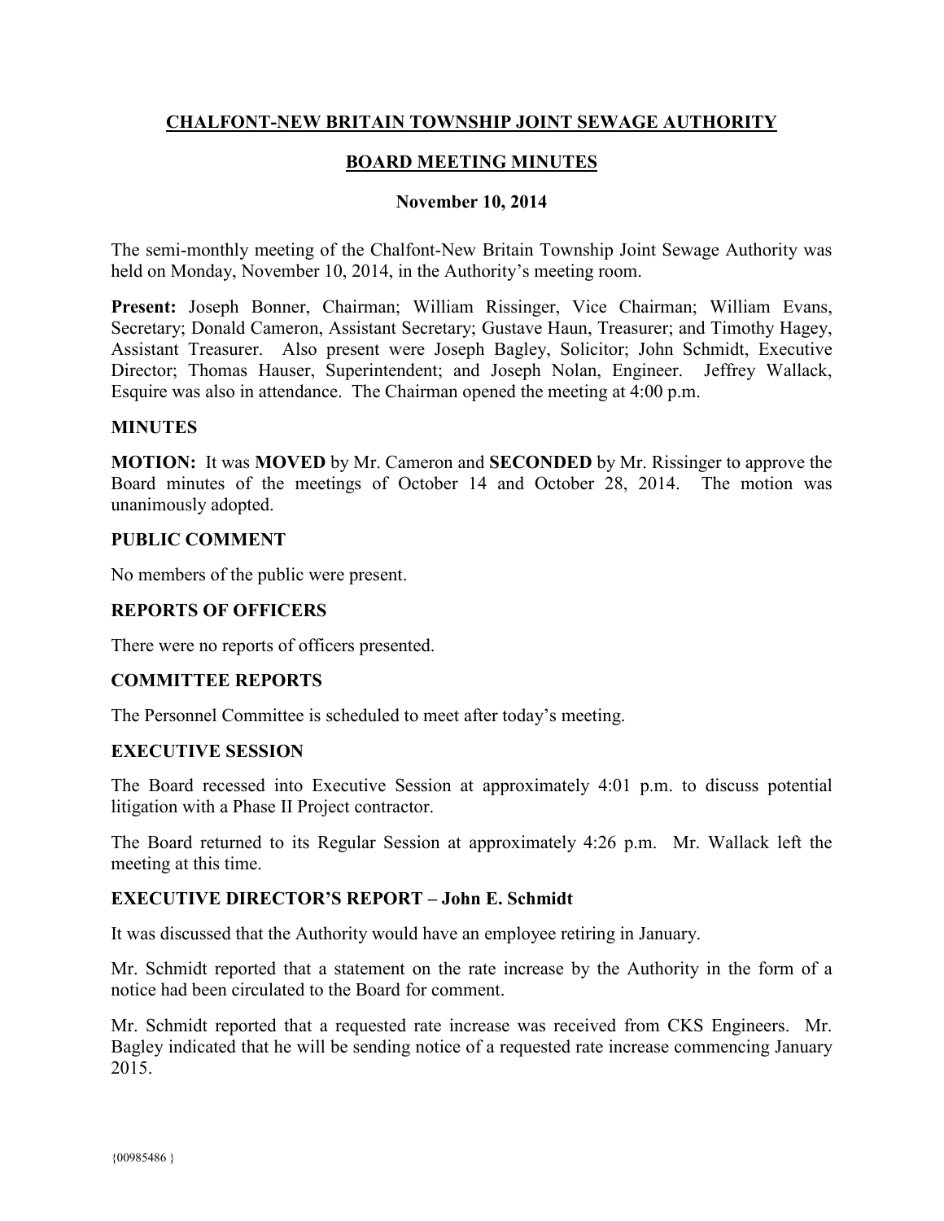# CHALFONT-NEW BRITAIN TOWNSHIP JOINT SEWAGE AUTHORITY

## BOARD MEETING MINUTES

### November 10, 2014

The semi-monthly meeting of the Chalfont-New Britain Township Joint Sewage Authority was held on Monday, November 10, 2014, in the Authority's meeting room.

**Present:** Joseph Bonner, Chairman; William Rissinger, Vice Chairman; William Evans, Secretary; Donald Cameron, Assistant Secretary; Gustave Haun, Treasurer; and Timothy Hagey, Assistant Treasurer. Also present were Joseph Bagley, Solicitor; John Schmidt, Executive Director; Thomas Hauser, Superintendent; and Joseph Nolan, Engineer. Jeffrey Wallack, Esquire was also in attendance. The Chairman opened the meeting at 4:00 p.m.

**MINUTES**

**MOTION:** It was **MOVED** by Mr. Cameron and **SECONDED** by Mr. Rissinger to approve the Board minutes of the meetings of October 14 and October 28, 2014. The motion was unanimously adopted.

**PUBLIC COMMENT**

No members of the public were present.

**REPORTS OF OFFICERS**

There were no reports of officers presented.

**COMMITTEE REPORTS**

The Personnel Committee is scheduled to meet after today's meeting.

**EXECUTIVE SESSION**

The Board recessed into Executive Session at approximately 4:01 p.m. to discuss potential litigation with a Phase II Project contractor.

The Board returned to its Regular Session at approximately 4:26 p.m. Mr. Wallack left the meeting at this time.

**EXECUTIVE DIRECTOR'S REPORT – John E. Schmidt**

It was discussed that the Authority would have an employee retiring in January.

Mr. Schmidt reported that a statement on the rate increase by the Authority in the form of a notice had been circulated to the Board for comment.

Mr. Schmidt reported that a requested rate increase was received from CKS Engineers. Mr. Bagley indicated that he will be sending notice of a requested rate increase commencing January 2015.

{00985486 }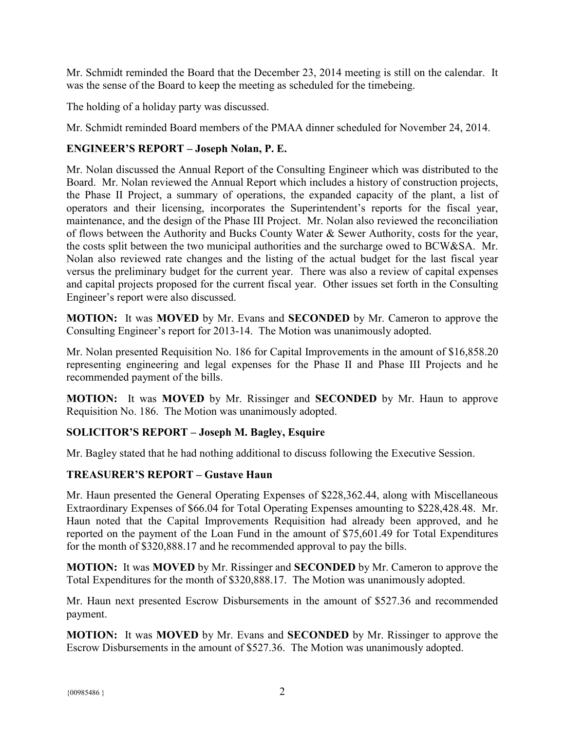Mr. Schmidt reminded the Board that the December 23, 2014 meeting is still on the calendar. It was the sense of the Board to keep the meeting as scheduled for the timebeing.

The holding of a holiday party was discussed.

Mr. Schmidt reminded Board members of the PMAA dinner scheduled for November 24, 2014.

## ENGINEER'S REPORT – Joseph Nolan, P. E.

Mr. Nolan discussed the Annual Report of the Consulting Engineer which was distributed to the Board. Mr. Nolan reviewed the Annual Report which includes a history of construction projects, the Phase II Project, a summary of operations, the expanded capacity of the plant, a list of operators and their licensing, incorporates the Superintendent's reports for the fiscal year, maintenance, and the design of the Phase III Project. Mr. Nolan also reviewed the reconciliation of flows between the Authority and Bucks County Water & Sewer Authority, costs for the year, the costs split between the two municipal authorities and the surcharge owed to BCW&SA. Mr. Nolan also reviewed rate changes and the listing of the actual budget for the last fiscal year versus the preliminary budget for the current year. There was also a review of capital expenses and capital projects proposed for the current fiscal year. Other issues set forth in the Consulting Engineer's report were also discussed.

**MOTION:** It was **MOVED** by Mr. Evans and **SECONDED** by Mr. Cameron to approve the Consulting Engineer's report for 2013-14. The Motion was unanimously adopted.

Mr. Nolan presented Requisition No. 186 for Capital Improvements in the amount of $16,858.20 representing engineering and legal expenses for the Phase II and Phase III Projects and he recommended payment of the bills.

**MOTION:** It was **MOVED** by Mr. Rissinger and **SECONDED** by Mr. Haun to approve Requisition No. 186. The Motion was unanimously adopted.

## SOLICITOR'S REPORT – Joseph M. Bagley, Esquire

Mr. Bagley stated that he had nothing additional to discuss following the Executive Session.

## TREASURER'S REPORT – Gustave Haun

Mr. Haun presented the General Operating Expenses of $228,362.44, along with Miscellaneous Extraordinary Expenses of $66.04 for Total Operating Expenses amounting to $228,428.48. Mr. Haun noted that the Capital Improvements Requisition had already been approved, and he reported on the payment of the Loan Fund in the amount of $75,601.49 for Total Expenditures for the month of $320,888.17 and he recommended approval to pay the bills.

**MOTION:** It was **MOVED** by Mr. Rissinger and **SECONDED** by Mr. Cameron to approve the Total Expenditures for the month of $320,888.17. The Motion was unanimously adopted.

Mr. Haun next presented Escrow Disbursements in the amount of $527.36 and recommended payment.

**MOTION:** It was **MOVED** by Mr. Evans and **SECONDED** by Mr. Rissinger to approve the Escrow Disbursements in the amount of $527.36. The Motion was unanimously adopted.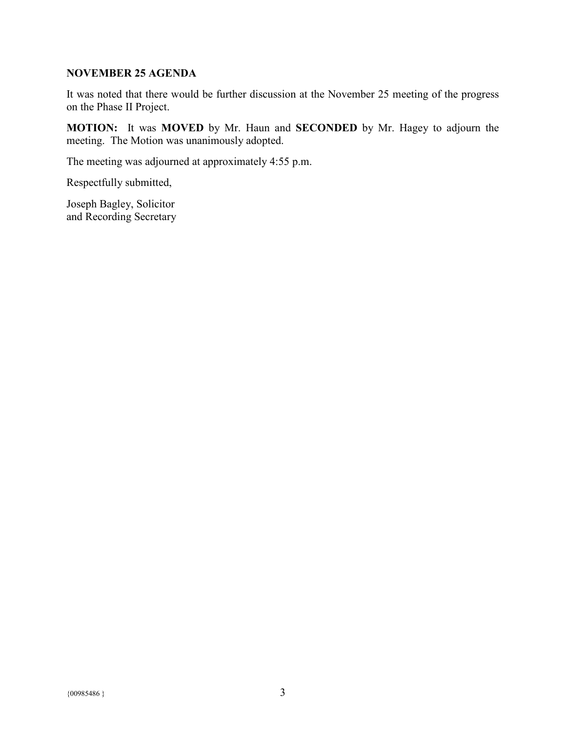**NOVEMBER 25 AGENDA**

It was noted that there would be further discussion at the November 25 meeting of the progress on the Phase II Project.

**MOTION:** It was **MOVED** by Mr. Haun and **SECONDED** by Mr. Hagey to adjourn the meeting. The Motion was unanimously adopted.

The meeting was adjourned at approximately 4:55 p.m.

Respectfully submitted,

Joseph Bagley, Solicitor
and Recording Secretary